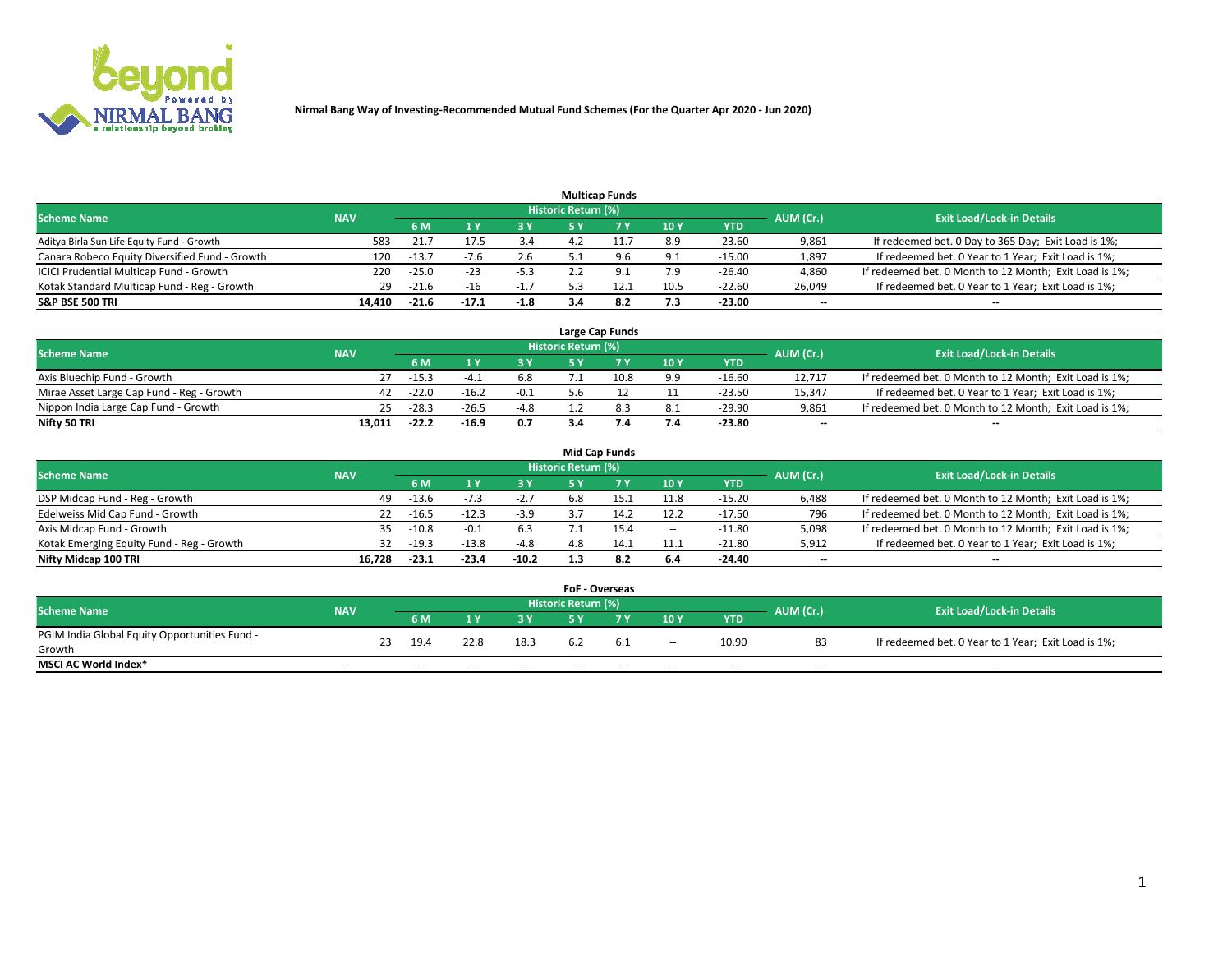**Nirmal Bang Way of Investing-Recommended Mutual Fund Schemes (For the Quarter Apr 2020 - Jun 2020)**

### Multicap Funds

| Scheme Name | NAV | Historic Return (%) | | | | | | | AUM (Cr.) | Exit Load/Lock-in Details |
|---|---|---|---|---|---|---|---|---|---|---|
| | | 6 M | 1 Y | 3 Y | 5 Y | 7 Y | 10 Y | YTD | | |
| Aditya Birla Sun Life Equity Fund - Growth | 583 | -21.7 | -17.5 | -3.4 | 4.2 | 11.7 | 8.9 | -23.60 | 9,861 | If redeemed bet. 0 Day to 365 Day; Exit Load is 1%; |
| Canara Robeco Equity Diversified Fund - Growth | 120 | -13.7 | -7.6 | 2.6 | 5.1 | 9.6 | 9.1 | -15.00 | 1,897 | If redeemed bet. 0 Year to 1 Year; Exit Load is 1%; |
| ICICI Prudential Multicap Fund - Growth | 220 | -25.0 | -23 | -5.3 | 2.2 | 9.1 | 7.9 | -26.40 | 4,860 | If redeemed bet. 0 Month to 12 Month; Exit Load is 1%; |
| Kotak Standard Multicap Fund - Reg - Growth | 29 | -21.6 | -16 | -1.7 | 5.3 | 12.1 | 10.5 | -22.60 | 26,049 | If redeemed bet. 0 Year to 1 Year; Exit Load is 1%; |
| **S&P BSE 500 TRI** | **14,410** | **-21.6** | **-17.1** | **-1.8** | **3.4** | **8.2** | **7.3** | **-23.00** | -- | -- |

### Large Cap Funds

| Scheme Name | NAV | Historic Return (%) | | | | | | | AUM (Cr.) | Exit Load/Lock-in Details |
|---|---|---|---|---|---|---|---|---|---|---|
| | | 6 M | 1 Y | 3 Y | 5 Y | 7 Y | 10 Y | YTD | | |
| Axis Bluechip Fund - Growth | 27 | -15.3 | -4.1 | 6.8 | 7.1 | 10.8 | 9.9 | -16.60 | 12,717 | If redeemed bet. 0 Month to 12 Month; Exit Load is 1%; |
| Mirae Asset Large Cap Fund - Reg - Growth | 42 | -22.0 | -16.2 | -0.1 | 5.6 | 12 | 11 | -23.50 | 15,347 | If redeemed bet. 0 Year to 1 Year; Exit Load is 1%; |
| Nippon India Large Cap Fund - Growth | 25 | -28.3 | -26.5 | -4.8 | 1.2 | 8.3 | 8.1 | -29.90 | 9,861 | If redeemed bet. 0 Month to 12 Month; Exit Load is 1%; |
| **Nifty 50 TRI** | **13,011** | **-22.2** | **-16.9** | **0.7** | **3.4** | **7.4** | **7.4** | **-23.80** | -- | -- |

### Mid Cap Funds

| Scheme Name | NAV | Historic Return (%) | | | | | | | AUM (Cr.) | Exit Load/Lock-in Details |
|---|---|---|---|---|---|---|---|---|---|---|
| | | 6 M | 1 Y | 3 Y | 5 Y | 7 Y | 10 Y | YTD | | |
| DSP Midcap Fund - Reg - Growth | 49 | -13.6 | -7.3 | -2.7 | 6.8 | 15.1 | 11.8 | -15.20 | 6,488 | If redeemed bet. 0 Month to 12 Month; Exit Load is 1%; |
| Edelweiss Mid Cap Fund - Growth | 22 | -16.5 | -12.3 | -3.9 | 3.7 | 14.2 | 12.2 | -17.50 | 796 | If redeemed bet. 0 Month to 12 Month; Exit Load is 1%; |
| Axis Midcap Fund - Growth | 35 | -10.8 | -0.1 | 6.3 | 7.1 | 15.4 | -- | -11.80 | 5,098 | If redeemed bet. 0 Month to 12 Month; Exit Load is 1%; |
| Kotak Emerging Equity Fund - Reg - Growth | 32 | -19.3 | -13.8 | -4.8 | 4.8 | 14.1 | 11.1 | -21.80 | 5,912 | If redeemed bet. 0 Year to 1 Year; Exit Load is 1%; |
| **Nifty Midcap 100 TRI** | **16,728** | **-23.1** | **-23.4** | **-10.2** | **1.3** | **8.2** | **6.4** | **-24.40** | -- | -- |

### FoF - Overseas

| Scheme Name | NAV | Historic Return (%) | | | | | | | AUM (Cr.) | Exit Load/Lock-in Details |
|---|---|---|---|---|---|---|---|---|---|---|
| | | 6 M | 1 Y | 3 Y | 5 Y | 7 Y | 10 Y | YTD | | |
| PGIM India Global Equity Opportunities Fund - Growth | 23 | 19.4 | 22.8 | 18.3 | 6.2 | 6.1 | -- | 10.90 | 83 | If redeemed bet. 0 Year to 1 Year; Exit Load is 1%; |
| **MSCI AC World Index*** | -- | -- | -- | -- | -- | -- | -- | -- | -- | -- |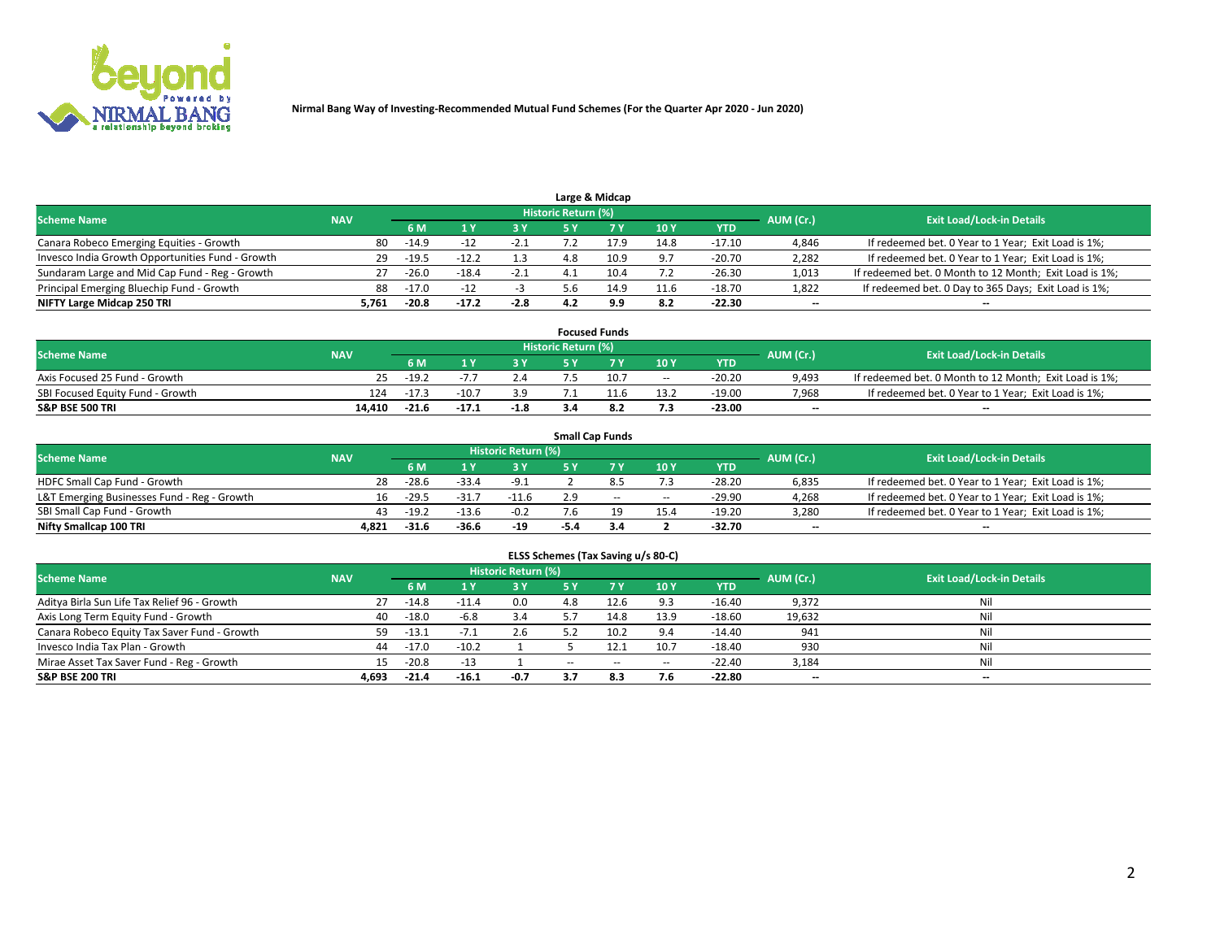Nirmal Bang Way of Investing-Recommended Mutual Fund Schemes (For the Quarter Apr 2020 - Jun 2020)

### Large & Midcap

| Scheme Name | NAV | Historic Return (%) | | | | | | | AUM (Cr.) | Exit Load/Lock-in Details |
|---|---|---|---|---|---|---|---|---|---|---|
| | | 6 M | 1 Y | 3 Y | 5 Y | 7 Y | 10 Y | YTD | | |
| Canara Robeco Emerging Equities - Growth | 80 | -14.9 | -12 | -2.1 | 7.2 | 17.9 | 14.8 | -17.10 | 4,846 | If redeemed bet. 0 Year to 1 Year; Exit Load is 1%; |
| Invesco India Growth Opportunities Fund - Growth | 29 | -19.5 | -12.2 | 1.3 | 4.8 | 10.9 | 9.7 | -20.70 | 2,282 | If redeemed bet. 0 Year to 1 Year; Exit Load is 1%; |
| Sundaram Large and Mid Cap Fund - Reg - Growth | 27 | -26.0 | -18.4 | -2.1 | 4.1 | 10.4 | 7.2 | -26.30 | 1,013 | If redeemed bet. 0 Month to 12 Month; Exit Load is 1%; |
| Principal Emerging Bluechip Fund - Growth | 88 | -17.0 | -12 | -3 | 5.6 | 14.9 | 11.6 | -18.70 | 1,822 | If redeemed bet. 0 Day to 365 Days; Exit Load is 1%; |
| **NIFTY Large Midcap 250 TRI** | **5,761** | **-20.8** | **-17.2** | **-2.8** | **4.2** | **9.9** | **8.2** | **-22.30** | **--** | **--** |

### Focused Funds

| Scheme Name | NAV | Historic Return (%) | | | | | | | AUM (Cr.) | Exit Load/Lock-in Details |
|---|---|---|---|---|---|---|---|---|---|---|
| | | 6 M | 1 Y | 3 Y | 5 Y | 7 Y | 10 Y | YTD | | |
| Axis Focused 25 Fund - Growth | 25 | -19.2 | -7.7 | 2.4 | 7.5 | 10.7 | -- | -20.20 | 9,493 | If redeemed bet. 0 Month to 12 Month; Exit Load is 1%; |
| SBI Focused Equity Fund - Growth | 124 | -17.3 | -10.7 | 3.9 | 7.1 | 11.6 | 13.2 | -19.00 | 7,968 | If redeemed bet. 0 Year to 1 Year; Exit Load is 1%; |
| **S&P BSE 500 TRI** | **14,410** | **-21.6** | **-17.1** | **-1.8** | **3.4** | **8.2** | **7.3** | **-23.00** | **--** | **--** |

### Small Cap Funds

| Scheme Name | NAV | Historic Return (%) | | | | | | | AUM (Cr.) | Exit Load/Lock-in Details |
|---|---|---|---|---|---|---|---|---|---|---|
| | | 6 M | 1 Y | 3 Y | 5 Y | 7 Y | 10 Y | YTD | | |
| HDFC Small Cap Fund - Growth | 28 | -28.6 | -33.4 | -9.1 | 2 | 8.5 | 7.3 | -28.20 | 6,835 | If redeemed bet. 0 Year to 1 Year; Exit Load is 1%; |
| L&T Emerging Businesses Fund - Reg - Growth | 16 | -29.5 | -31.7 | -11.6 | 2.9 | -- | -- | -29.90 | 4,268 | If redeemed bet. 0 Year to 1 Year; Exit Load is 1%; |
| SBI Small Cap Fund - Growth | 43 | -19.2 | -13.6 | -0.2 | 7.6 | 19 | 15.4 | -19.20 | 3,280 | If redeemed bet. 0 Year to 1 Year; Exit Load is 1%; |
| **Nifty Smallcap 100 TRI** | **4,821** | **-31.6** | **-36.6** | **-19** | **-5.4** | **3.4** | **2** | **-32.70** | **--** | **--** |

### ELSS Schemes (Tax Saving u/s 80-C)

| Scheme Name | NAV | Historic Return (%) | | | | | | | AUM (Cr.) | Exit Load/Lock-in Details |
|---|---|---|---|---|---|---|---|---|---|---|
| | | 6 M | 1 Y | 3 Y | 5 Y | 7 Y | 10 Y | YTD | | |
| Aditya Birla Sun Life Tax Relief 96 - Growth | 27 | -14.8 | -11.4 | 0.0 | 4.8 | 12.6 | 9.3 | -16.40 | 9,372 | Nil |
| Axis Long Term Equity Fund - Growth | 40 | -18.0 | -6.8 | 3.4 | 5.7 | 14.8 | 13.9 | -18.60 | 19,632 | Nil |
| Canara Robeco Equity Tax Saver Fund - Growth | 59 | -13.1 | -7.1 | 2.6 | 5.2 | 10.2 | 9.4 | -14.40 | 941 | Nil |
| Invesco India Tax Plan - Growth | 44 | -17.0 | -10.2 | 1 | 5 | 12.1 | 10.7 | -18.40 | 930 | Nil |
| Mirae Asset Tax Saver Fund - Reg - Growth | 15 | -20.8 | -13 | 1 | -- | -- | -- | -22.40 | 3,184 | Nil |
| **S&P BSE 200 TRI** | **4,693** | **-21.4** | **-16.1** | **-0.7** | **3.7** | **8.3** | **7.6** | **-22.80** | **--** | **--** |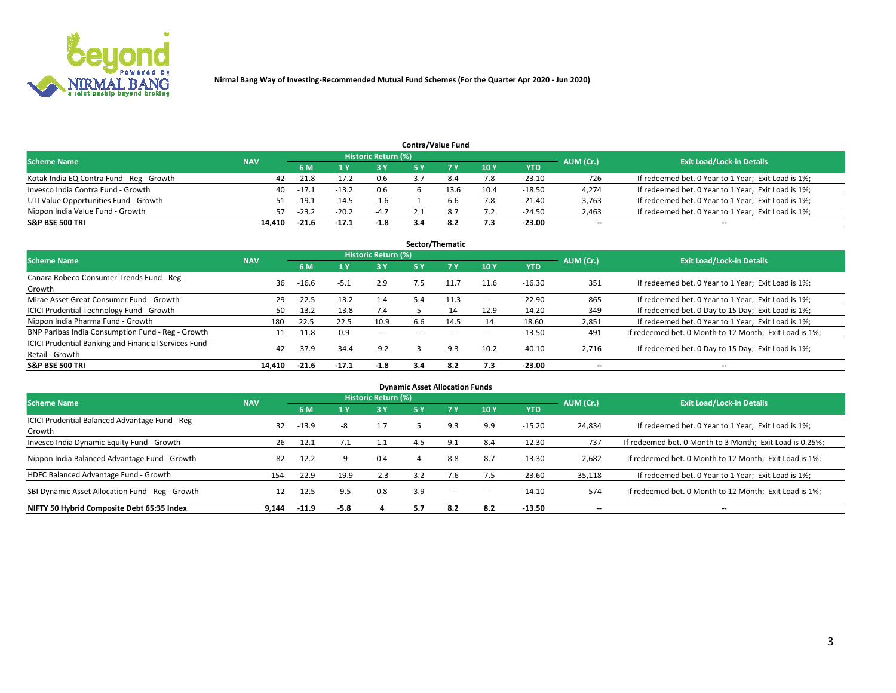Nirmal Bang Way of Investing-Recommended Mutual Fund Schemes (For the Quarter Apr 2020 - Jun 2020)

### Contra/Value Fund

| Scheme Name | NAV | Historic Return (%) | | | | | | | AUM (Cr.) | Exit Load/Lock-in Details |
|---|---|---|---|---|---|---|---|---|---|---|
| | | 6 M | 1 Y | 3 Y | 5 Y | 7 Y | 10 Y | YTD | | |
| Kotak India EQ Contra Fund - Reg - Growth | 42 | -21.8 | -17.2 | 0.6 | 3.7 | 8.4 | 7.8 | -23.10 | 726 | If redeemed bet. 0 Year to 1 Year; Exit Load is 1%; |
| Invesco India Contra Fund - Growth | 40 | -17.1 | -13.2 | 0.6 | 6 | 13.6 | 10.4 | -18.50 | 4,274 | If redeemed bet. 0 Year to 1 Year; Exit Load is 1%; |
| UTI Value Opportunities Fund - Growth | 51 | -19.1 | -14.5 | -1.6 | 1 | 6.6 | 7.8 | -21.40 | 3,763 | If redeemed bet. 0 Year to 1 Year; Exit Load is 1%; |
| Nippon India Value Fund - Growth | 57 | -23.2 | -20.2 | -4.7 | 2.1 | 8.7 | 7.2 | -24.50 | 2,463 | If redeemed bet. 0 Year to 1 Year; Exit Load is 1%; |
| **S&P BSE 500 TRI** | **14,410** | **-21.6** | **-17.1** | **-1.8** | **3.4** | **8.2** | **7.3** | **-23.00** | **--** | **--** |

### Sector/Thematic

| Scheme Name | NAV | Historic Return (%) | | | | | | | AUM (Cr.) | Exit Load/Lock-in Details |
|---|---|---|---|---|---|---|---|---|---|---|
| | | 6 M | 1 Y | 3 Y | 5 Y | 7 Y | 10 Y | YTD | | |
| Canara Robeco Consumer Trends Fund - Reg - Growth | 36 | -16.6 | -5.1 | 2.9 | 7.5 | 11.7 | 11.6 | -16.30 | 351 | If redeemed bet. 0 Year to 1 Year; Exit Load is 1%; |
| Mirae Asset Great Consumer Fund - Growth | 29 | -22.5 | -13.2 | 1.4 | 5.4 | 11.3 | -- | -22.90 | 865 | If redeemed bet. 0 Year to 1 Year; Exit Load is 1%; |
| ICICI Prudential Technology Fund - Growth | 50 | -13.2 | -13.8 | 7.4 | 5 | 14 | 12.9 | -14.20 | 349 | If redeemed bet. 0 Day to 15 Day; Exit Load is 1%; |
| Nippon India Pharma Fund - Growth | 180 | 22.5 | 22.5 | 10.9 | 6.6 | 14.5 | 14 | 18.60 | 2,851 | If redeemed bet. 0 Year to 1 Year; Exit Load is 1%; |
| BNP Paribas India Consumption Fund - Reg - Growth | 11 | -11.8 | 0.9 | -- | -- | -- | -- | -13.50 | 491 | If redeemed bet. 0 Month to 12 Month; Exit Load is 1%; |
| ICICI Prudential Banking and Financial Services Fund - Retail - Growth | 42 | -37.9 | -34.4 | -9.2 | 3 | 9.3 | 10.2 | -40.10 | 2,716 | If redeemed bet. 0 Day to 15 Day; Exit Load is 1%; |
| **S&P BSE 500 TRI** | **14,410** | **-21.6** | **-17.1** | **-1.8** | **3.4** | **8.2** | **7.3** | **-23.00** | **--** | **--** |

### Dynamic Asset Allocation Funds

| Scheme Name | NAV | Historic Return (%) | | | | | | | AUM (Cr.) | Exit Load/Lock-in Details |
|---|---|---|---|---|---|---|---|---|---|---|
| | | 6 M | 1 Y | 3 Y | 5 Y | 7 Y | 10 Y | YTD | | |
| ICICI Prudential Balanced Advantage Fund - Reg - Growth | 32 | -13.9 | -8 | 1.7 | 5 | 9.3 | 9.9 | -15.20 | 24,834 | If redeemed bet. 0 Year to 1 Year; Exit Load is 1%; |
| Invesco India Dynamic Equity Fund - Growth | 26 | -12.1 | -7.1 | 1.1 | 4.5 | 9.1 | 8.4 | -12.30 | 737 | If redeemed bet. 0 Month to 3 Month; Exit Load is 0.25%; |
| Nippon India Balanced Advantage Fund - Growth | 82 | -12.2 | -9 | 0.4 | 4 | 8.8 | 8.7 | -13.30 | 2,682 | If redeemed bet. 0 Month to 12 Month; Exit Load is 1%; |
| HDFC Balanced Advantage Fund - Growth | 154 | -22.9 | -19.9 | -2.3 | 3.2 | 7.6 | 7.5 | -23.60 | 35,118 | If redeemed bet. 0 Year to 1 Year; Exit Load is 1%; |
| SBI Dynamic Asset Allocation Fund - Reg - Growth | 12 | -12.5 | -9.5 | 0.8 | 3.9 | -- | -- | -14.10 | 574 | If redeemed bet. 0 Month to 12 Month; Exit Load is 1%; |
| **NIFTY 50 Hybrid Composite Debt 65:35 Index** | **9,144** | **-11.9** | **-5.8** | **4** | **5.7** | **8.2** | **8.2** | **-13.50** | **--** | **--** |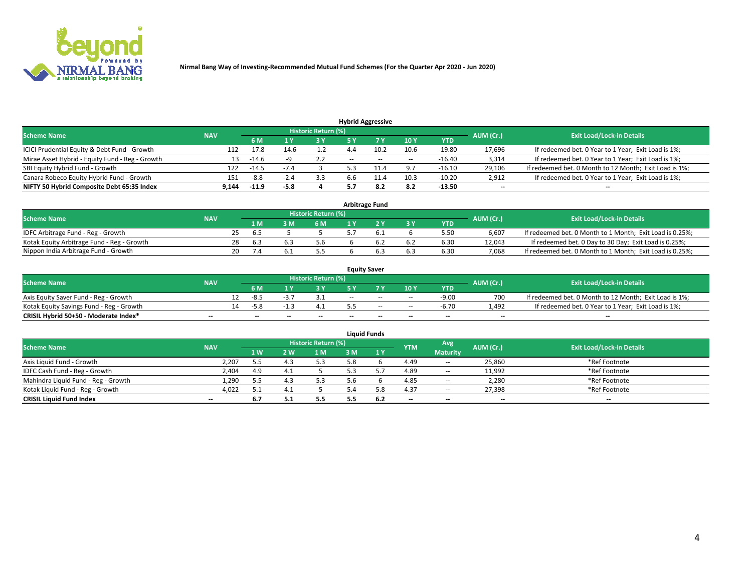Nirmal Bang Way of Investing-Recommended Mutual Fund Schemes (For the Quarter Apr 2020 - Jun 2020)

## Hybrid Aggressive

| Scheme Name | NAV | Historic Return (%) | | | | | | | AUM (Cr.) | Exit Load/Lock-in Details |
|---|---|---|---|---|---|---|---|---|---|---|
| | | 6 M | 1 Y | 3 Y | 5 Y | 7 Y | 10 Y | YTD | | |
| ICICI Prudential Equity & Debt Fund - Growth | 112 | -17.8 | -14.6 | -1.2 | 4.4 | 10.2 | 10.6 | -19.80 | 17,696 | If redeemed bet. 0 Year to 1 Year; Exit Load is 1%; |
| Mirae Asset Hybrid - Equity Fund - Reg - Growth | 13 | -14.6 | -9 | 2.2 | -- | -- | -- | -16.40 | 3,314 | If redeemed bet. 0 Year to 1 Year; Exit Load is 1%; |
| SBI Equity Hybrid Fund - Growth | 122 | -14.5 | -7.4 | 3 | 5.3 | 11.4 | 9.7 | -16.10 | 29,106 | If redeemed bet. 0 Month to 12 Month; Exit Load is 1%; |
| Canara Robeco Equity Hybrid Fund - Growth | 151 | -8.8 | -2.4 | 3.3 | 6.6 | 11.4 | 10.3 | -10.20 | 2,912 | If redeemed bet. 0 Year to 1 Year; Exit Load is 1%; |
| **NIFTY 50 Hybrid Composite Debt 65:35 Index** | **9,144** | **-11.9** | **-5.8** | **4** | **5.7** | **8.2** | **8.2** | **-13.50** | **--** | **--** |

## Arbitrage Fund

| Scheme Name | NAV | Historic Return (%) | | | | | | | AUM (Cr.) | Exit Load/Lock-in Details |
|---|---|---|---|---|---|---|---|---|---|---|
| | | 1 M | 3 M | 6 M | 1 Y | 2 Y | 3 Y | YTD | | |
| IDFC Arbitrage Fund - Reg - Growth | 25 | 6.5 | 5 | 5 | 5.7 | 6.1 | 6 | 5.50 | 6,607 | If redeemed bet. 0 Month to 1 Month; Exit Load is 0.25%; |
| Kotak Equity Arbitrage Fund - Reg - Growth | 28 | 6.3 | 6.3 | 5.6 | 6 | 6.2 | 6.2 | 6.30 | 12,043 | If redeemed bet. 0 Day to 30 Day; Exit Load is 0.25%; |
| Nippon India Arbitrage Fund - Growth | 20 | 7.4 | 6.1 | 5.5 | 6 | 6.3 | 6.3 | 6.30 | 7,068 | If redeemed bet. 0 Month to 1 Month; Exit Load is 0.25%; |

## Equity Saver

| Scheme Name | NAV | Historic Return (%) | | | | | | | AUM (Cr.) | Exit Load/Lock-in Details |
|---|---|---|---|---|---|---|---|---|---|---|
| | | 6 M | 1 Y | 3 Y | 5 Y | 7 Y | 10 Y | YTD | | |
| Axis Equity Saver Fund - Reg - Growth | 12 | -8.5 | -3.7 | 3.1 | -- | -- | -- | -9.00 | 700 | If redeemed bet. 0 Month to 12 Month; Exit Load is 1%; |
| Kotak Equity Savings Fund - Reg - Growth | 14 | -5.8 | -1.3 | 4.1 | 5.5 | -- | -- | -6.70 | 1,492 | If redeemed bet. 0 Year to 1 Year; Exit Load is 1%; |
| **CRISIL Hybrid 50+50 - Moderate Index*** | **--** | **--** | **--** | **--** | **--** | **--** | **--** | **--** | **--** | **--** |

## Liquid Funds

| Scheme Name | NAV | Historic Return (%) | | | | | YTM | Avg Maturity | AUM (Cr.) | Exit Load/Lock-in Details |
|---|---|---|---|---|---|---|---|---|---|---|
| | | 1 W | 2 W | 1 M | 3 M | 1 Y | | | | |
| Axis Liquid Fund - Growth | 2,207 | 5.5 | 4.3 | 5.3 | 5.8 | 6 | 4.49 | -- | 25,860 | *Ref Footnote |
| IDFC Cash Fund - Reg - Growth | 2,404 | 4.9 | 4.1 | 5 | 5.3 | 5.7 | 4.89 | -- | 11,992 | *Ref Footnote |
| Mahindra Liquid Fund - Reg - Growth | 1,290 | 5.5 | 4.3 | 5.3 | 5.6 | 6 | 4.85 | -- | 2,280 | *Ref Footnote |
| Kotak Liquid Fund - Reg - Growth | 4,022 | 5.1 | 4.1 | 5 | 5.4 | 5.8 | 4.37 | -- | 27,398 | *Ref Footnote |
| **CRISIL Liquid Fund Index** | **--** | **6.7** | **5.1** | **5.5** | **5.5** | **6.2** | **--** | **--** | **--** | **--** |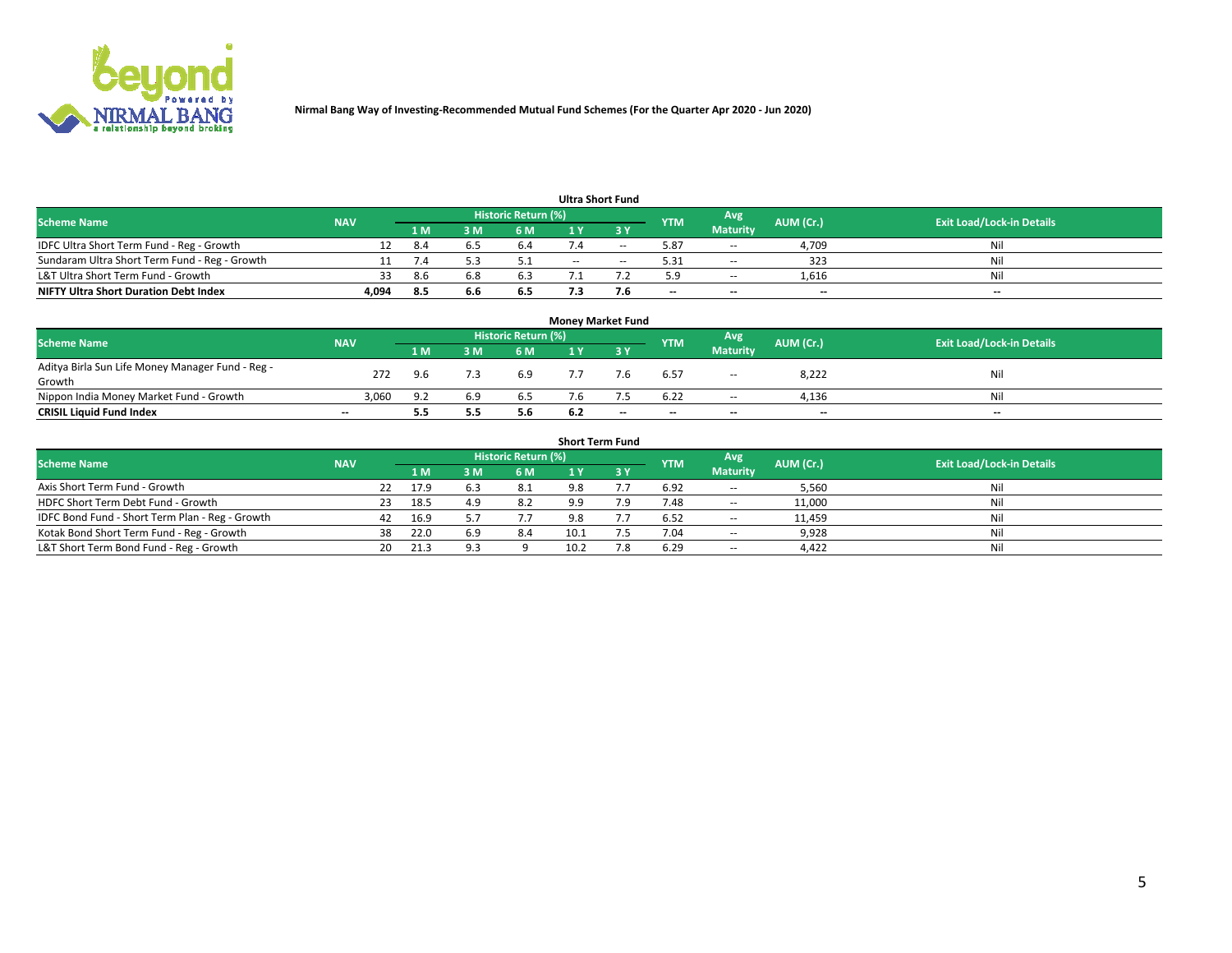Nirmal Bang Way of Investing-Recommended Mutual Fund Schemes (For the Quarter Apr 2020 - Jun 2020)

### Ultra Short Fund

| Scheme Name | NAV | Historic Return (%) | | | | | YTM | Avg Maturity | AUM (Cr.) | Exit Load/Lock-in Details |
|---|---|---|---|---|---|---|---|---|---|---|
| | | 1 M | 3 M | 6 M | 1 Y | 3 Y | | | | |
| IDFC Ultra Short Term Fund - Reg - Growth | 12 | 8.4 | 6.5 | 6.4 | 7.4 | -- | 5.87 | -- | 4,709 | Nil |
| Sundaram Ultra Short Term Fund - Reg - Growth | 11 | 7.4 | 5.3 | 5.1 | -- | -- | 5.31 | -- | 323 | Nil |
| L&T Ultra Short Term Fund - Growth | 33 | 8.6 | 6.8 | 6.3 | 7.1 | 7.2 | 5.9 | -- | 1,616 | Nil |
| **NIFTY Ultra Short Duration Debt Index** | **4,094** | **8.5** | **6.6** | **6.5** | **7.3** | **7.6** | **--** | **--** | **--** | **--** |

### Money Market Fund

| Scheme Name | NAV | Historic Return (%) | | | | | YTM | Avg Maturity | AUM (Cr.) | Exit Load/Lock-in Details |
|---|---|---|---|---|---|---|---|---|---|---|
| | | 1 M | 3 M | 6 M | 1 Y | 3 Y | | | | |
| Aditya Birla Sun Life Money Manager Fund - Reg - Growth | 272 | 9.6 | 7.3 | 6.9 | 7.7 | 7.6 | 6.57 | -- | 8,222 | Nil |
| Nippon India Money Market Fund - Growth | 3,060 | 9.2 | 6.9 | 6.5 | 7.6 | 7.5 | 6.22 | -- | 4,136 | Nil |
| **CRISIL Liquid Fund Index** | **--** | **5.5** | **5.5** | **5.6** | **6.2** | **--** | **--** | **--** | **--** | **--** |

### Short Term Fund

| Scheme Name | NAV | Historic Return (%) | | | | | YTM | Avg Maturity | AUM (Cr.) | Exit Load/Lock-in Details |
|---|---|---|---|---|---|---|---|---|---|---|
| | | 1 M | 3 M | 6 M | 1 Y | 3 Y | | | | |
| Axis Short Term Fund - Growth | 22 | 17.9 | 6.3 | 8.1 | 9.8 | 7.7 | 6.92 | -- | 5,560 | Nil |
| HDFC Short Term Debt Fund - Growth | 23 | 18.5 | 4.9 | 8.2 | 9.9 | 7.9 | 7.48 | -- | 11,000 | Nil |
| IDFC Bond Fund - Short Term Plan - Reg - Growth | 42 | 16.9 | 5.7 | 7.7 | 9.8 | 7.7 | 6.52 | -- | 11,459 | Nil |
| Kotak Bond Short Term Fund - Reg - Growth | 38 | 22.0 | 6.9 | 8.4 | 10.1 | 7.5 | 7.04 | -- | 9,928 | Nil |
| L&T Short Term Bond Fund - Reg - Growth | 20 | 21.3 | 9.3 | 9 | 10.2 | 7.8 | 6.29 | -- | 4,422 | Nil |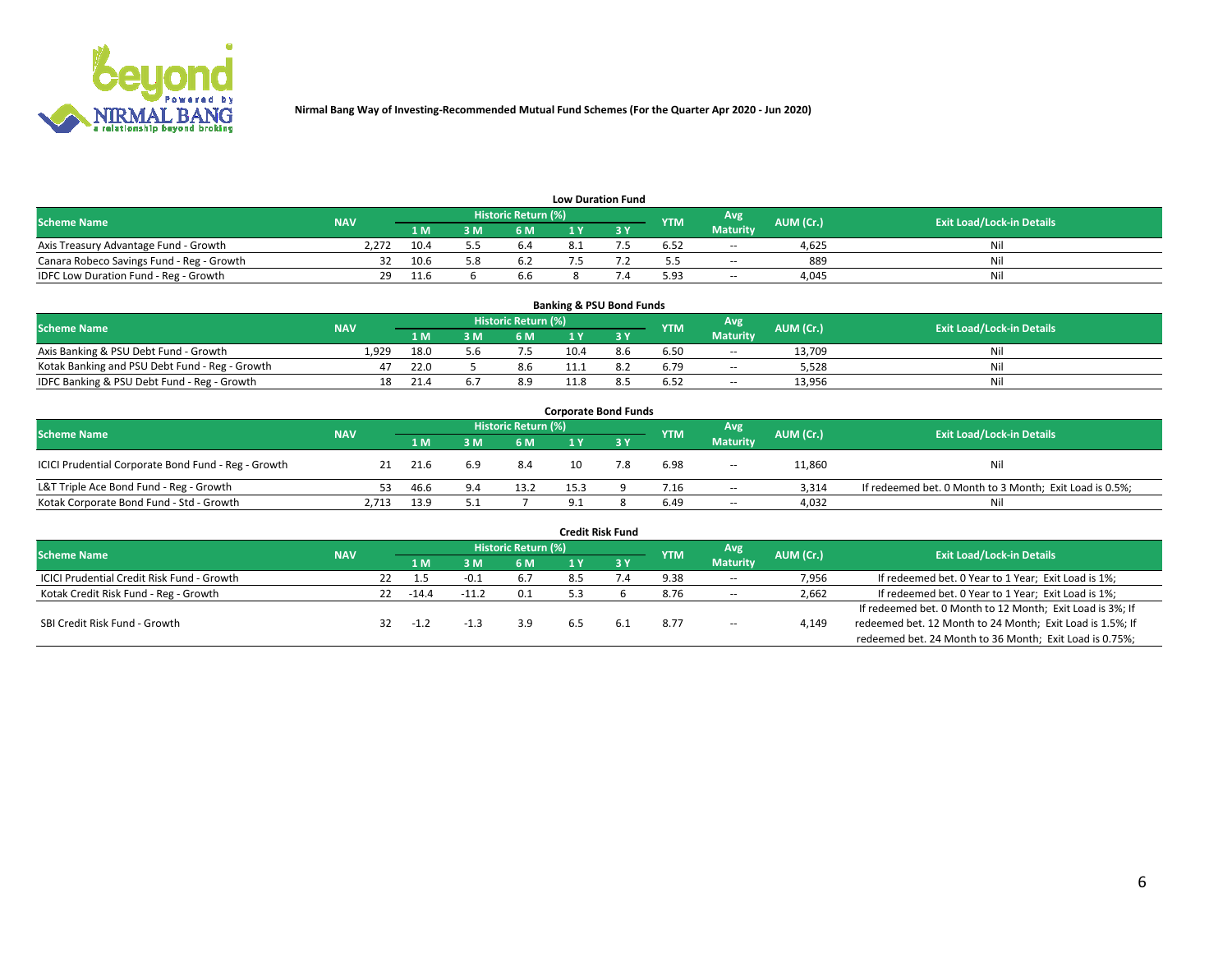Nirmal Bang Way of Investing-Recommended Mutual Fund Schemes (For the Quarter Apr 2020 - Jun 2020)

## Low Duration Fund

| Scheme Name | NAV | Historic Return (%) | | | | | YTM | Avg Maturity | AUM (Cr.) | Exit Load/Lock-in Details |
|---|---|---|---|---|---|---|---|---|---|---|
| | | 1 M | 3 M | 6 M | 1 Y | 3 Y | | | | |
| Axis Treasury Advantage Fund - Growth | 2,272 | 10.4 | 5.5 | 6.4 | 8.1 | 7.5 | 6.52 | -- | 4,625 | Nil |
| Canara Robeco Savings Fund - Reg - Growth | 32 | 10.6 | 5.8 | 6.2 | 7.5 | 7.2 | 5.5 | -- | 889 | Nil |
| IDFC Low Duration Fund - Reg - Growth | 29 | 11.6 | 6 | 6.6 | 8 | 7.4 | 5.93 | -- | 4,045 | Nil |

## Banking & PSU Bond Funds

| Scheme Name | NAV | Historic Return (%) | | | | | YTM | Avg Maturity | AUM (Cr.) | Exit Load/Lock-in Details |
|---|---|---|---|---|---|---|---|---|---|---|
| | | 1 M | 3 M | 6 M | 1 Y | 3 Y | | | | |
| Axis Banking & PSU Debt Fund - Growth | 1,929 | 18.0 | 5.6 | 7.5 | 10.4 | 8.6 | 6.50 | -- | 13,709 | Nil |
| Kotak Banking and PSU Debt Fund - Reg - Growth | 47 | 22.0 | 5 | 8.6 | 11.1 | 8.2 | 6.79 | -- | 5,528 | Nil |
| IDFC Banking & PSU Debt Fund - Reg - Growth | 18 | 21.4 | 6.7 | 8.9 | 11.8 | 8.5 | 6.52 | -- | 13,956 | Nil |

## Corporate Bond Funds

| Scheme Name | NAV | Historic Return (%) | | | | | YTM | Avg Maturity | AUM (Cr.) | Exit Load/Lock-in Details |
|---|---|---|---|---|---|---|---|---|---|---|
| | | 1 M | 3 M | 6 M | 1 Y | 3 Y | | | | |
| ICICI Prudential Corporate Bond Fund - Reg - Growth | 21 | 21.6 | 6.9 | 8.4 | 10 | 7.8 | 6.98 | -- | 11,860 | Nil |
| L&T Triple Ace Bond Fund - Reg - Growth | 53 | 46.6 | 9.4 | 13.2 | 15.3 | 9 | 7.16 | -- | 3,314 | If redeemed bet. 0 Month to 3 Month; Exit Load is 0.5%; |
| Kotak Corporate Bond Fund - Std - Growth | 2,713 | 13.9 | 5.1 | 7 | 9.1 | 8 | 6.49 | -- | 4,032 | Nil |

## Credit Risk Fund

| Scheme Name | NAV | Historic Return (%) | | | | | YTM | Avg Maturity | AUM (Cr.) | Exit Load/Lock-in Details |
|---|---|---|---|---|---|---|---|---|---|---|
| | | 1 M | 3 M | 6 M | 1 Y | 3 Y | | | | |
| ICICI Prudential Credit Risk Fund - Growth | 22 | 1.5 | -0.1 | 6.7 | 8.5 | 7.4 | 9.38 | -- | 7,956 | If redeemed bet. 0 Year to 1 Year; Exit Load is 1%; |
| Kotak Credit Risk Fund - Reg - Growth | 22 | -14.4 | -11.2 | 0.1 | 5.3 | 6 | 8.76 | -- | 2,662 | If redeemed bet. 0 Year to 1 Year; Exit Load is 1%; |
| SBI Credit Risk Fund - Growth | 32 | -1.2 | -1.3 | 3.9 | 6.5 | 6.1 | 8.77 | -- | 4,149 | If redeemed bet. 0 Month to 12 Month; Exit Load is 3%; If redeemed bet. 12 Month to 24 Month; Exit Load is 1.5%; If redeemed bet. 24 Month to 36 Month; Exit Load is 0.75%; |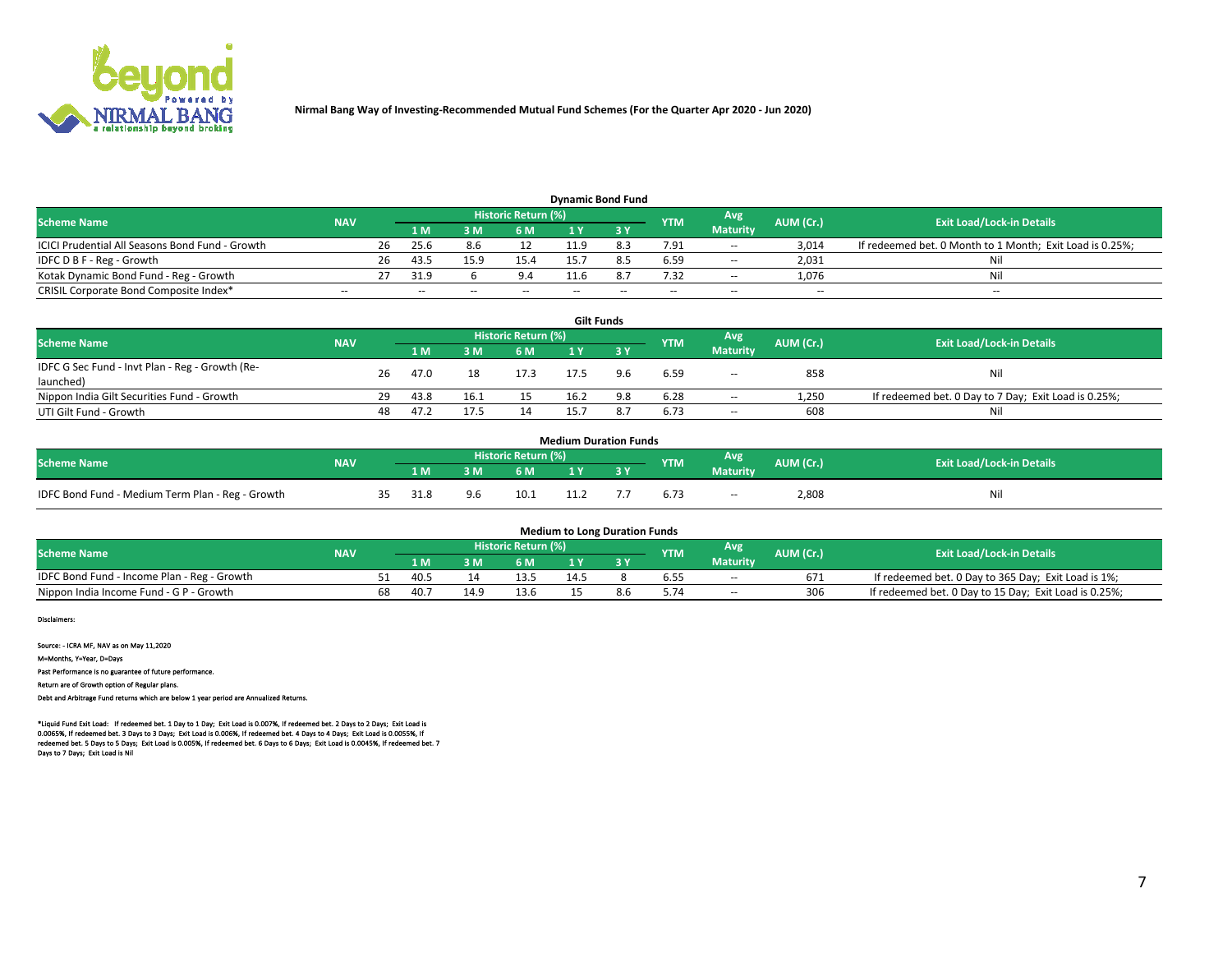**Nirmal Bang Way of Investing-Recommended Mutual Fund Schemes (For the Quarter Apr 2020 - Jun 2020)**

### Dynamic Bond Fund

| Scheme Name | NAV | Historic Return (%) | | | | | YTM | Avg Maturity | AUM (Cr.) | Exit Load/Lock-in Details |
|---|---|---|---|---|---|---|---|---|---|---|
| | | 1 M | 3 M | 6 M | 1 Y | 3 Y | | | | |
| ICICI Prudential All Seasons Bond Fund - Growth | 26 | 25.6 | 8.6 | 12 | 11.9 | 8.3 | 7.91 | -- | 3,014 | If redeemed bet. 0 Month to 1 Month; Exit Load is 0.25%; |
| IDFC D B F - Reg - Growth | 26 | 43.5 | 15.9 | 15.4 | 15.7 | 8.5 | 6.59 | -- | 2,031 | Nil |
| Kotak Dynamic Bond Fund - Reg - Growth | 27 | 31.9 | 6 | 9.4 | 11.6 | 8.7 | 7.32 | -- | 1,076 | Nil |
| CRISIL Corporate Bond Composite Index* | -- | -- | -- | -- | -- | -- | -- | -- | -- | -- |

### Gilt Funds

| Scheme Name | NAV | Historic Return (%) | | | | | YTM | Avg Maturity | AUM (Cr.) | Exit Load/Lock-in Details |
|---|---|---|---|---|---|---|---|---|---|---|
| | | 1 M | 3 M | 6 M | 1 Y | 3 Y | | | | |
| IDFC G Sec Fund - Invt Plan - Reg - Growth (Re-launched) | 26 | 47.0 | 18 | 17.3 | 17.5 | 9.6 | 6.59 | -- | 858 | Nil |
| Nippon India Gilt Securities Fund - Growth | 29 | 43.8 | 16.1 | 15 | 16.2 | 9.8 | 6.28 | -- | 1,250 | If redeemed bet. 0 Day to 7 Day; Exit Load is 0.25%; |
| UTI Gilt Fund - Growth | 48 | 47.2 | 17.5 | 14 | 15.7 | 8.7 | 6.73 | -- | 608 | Nil |

### Medium Duration Funds

| Scheme Name | NAV | Historic Return (%) | | | | | YTM | Avg Maturity | AUM (Cr.) | Exit Load/Lock-in Details |
|---|---|---|---|---|---|---|---|---|---|---|
| | | 1 M | 3 M | 6 M | 1 Y | 3 Y | | | | |
| IDFC Bond Fund - Medium Term Plan - Reg - Growth | 35 | 31.8 | 9.6 | 10.1 | 11.2 | 7.7 | 6.73 | -- | 2,808 | Nil |

### Medium to Long Duration Funds

| Scheme Name | NAV | Historic Return (%) | | | | | YTM | Avg Maturity | AUM (Cr.) | Exit Load/Lock-in Details |
|---|---|---|---|---|---|---|---|---|---|---|
| | | 1 M | 3 M | 6 M | 1 Y | 3 Y | | | | |
| IDFC Bond Fund - Income Plan - Reg - Growth | 51 | 40.5 | 14 | 13.5 | 14.5 | 8 | 6.55 | -- | 671 | If redeemed bet. 0 Day to 365 Day; Exit Load is 1%; |
| Nippon India Income Fund - G P - Growth | 68 | 40.7 | 14.9 | 13.6 | 15 | 8.6 | 5.74 | -- | 306 | If redeemed bet. 0 Day to 15 Day; Exit Load is 0.25%; |

Disclaimers:

Source: - ICRA MF, NAV as on May 11,2020

M=Months, Y=Year, D=Days

Past Performance is no guarantee of future performance.

Return are of Growth option of Regular plans.

Debt and Arbitrage Fund returns which are below 1 year period are Annualized Returns.

*Liquid Fund Exit Load: If redeemed bet. 1 Day to 1 Day; Exit Load is 0.007%, If redeemed bet. 2 Days to 2 Days; Exit Load is 0.0065%, If redeemed bet. 3 Days to 3 Days; Exit Load is 0.006%, If redeemed bet. 4 Days to 4 Days; Exit Load is 0.0055%, If redeemed bet. 5 Days to 5 Days; Exit Load is 0.005%, If redeemed bet. 6 Days to 6 Days; Exit Load is 0.0045%, If redeemed bet. 7 Days to 7 Days; Exit Load is Nil